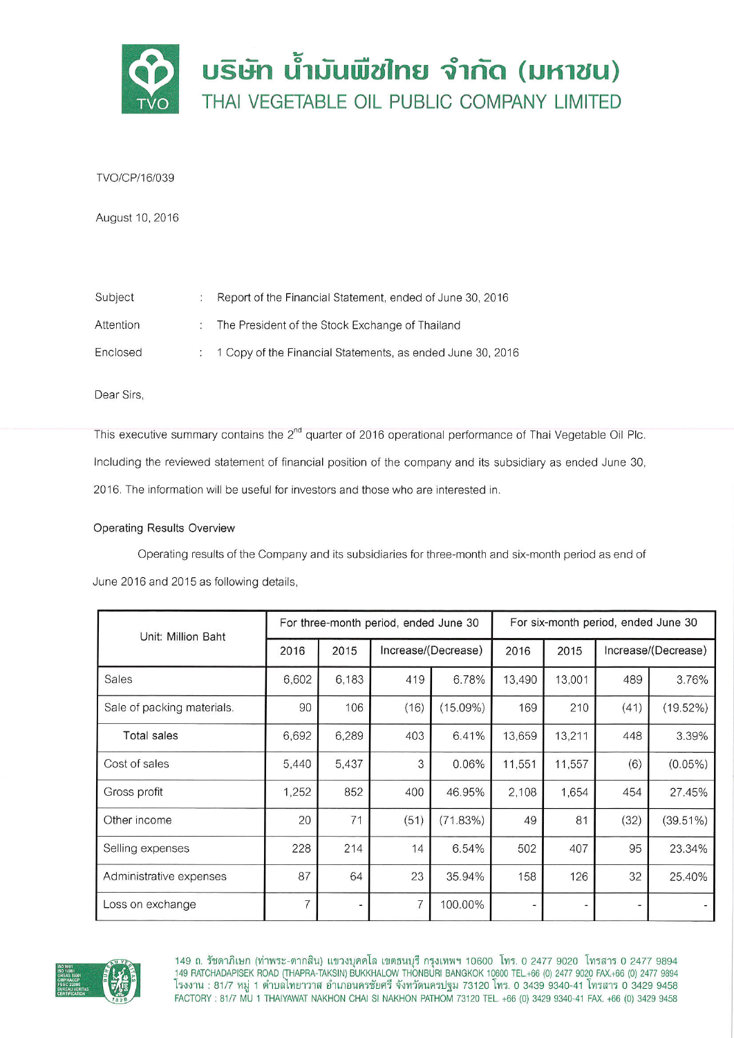# บริษัท น้ำมันพืชไทย จำกัด (มหาชน)
## THAI VEGETABLE OIL PUBLIC COMPANY LIMITED

TVO/CP/16/039

August 10, 2016

| | | |
|---|---|---|
| Subject | : | Report of the Financial Statement, ended of June 30, 2016 |
| Attention | : | The President of the Stock Exchange of Thailand |
| Enclosed | : | 1 Copy of the Financial Statements, as ended June 30, 2016 |

Dear Sirs,

This executive summary contains the 2nd quarter of 2016 operational performance of Thai Vegetable Oil Plc. Including the reviewed statement of financial position of the company and its subsidiary as ended June 30, 2016. The information will be useful for investors and those who are interested in.

### Operating Results Overview

Operating results of the Company and its subsidiaries for three-month and six-month period as end of June 2016 and 2015 as following details,

| Unit: Million Baht | For three-month period, ended June 30 | | | | For six-month period, ended June 30 | | | |
|---|---|---|---|---|---|---|---|---|
| | 2016 | 2015 | Increase/(Decrease) | | 2016 | 2015 | Increase/(Decrease) | |
| Sales | 6,602 | 6,183 | 419 | 6.78% | 13,490 | 13,001 | 489 | 3.76% |
| Sale of packing materials. | 90 | 106 | (16) | (15.09%) | 169 | 210 | (41) | (19.52%) |
| Total sales | 6,692 | 6,289 | 403 | 6.41% | 13,659 | 13,211 | 448 | 3.39% |
| Cost of sales | 5,440 | 5,437 | 3 | 0.06% | 11,551 | 11,557 | (6) | (0.05%) |
| Gross profit | 1,252 | 852 | 400 | 46.95% | 2,108 | 1,654 | 454 | 27.45% |
| Other income | 20 | 71 | (51) | (71.83%) | 49 | 81 | (32) | (39.51%) |
| Selling expenses | 228 | 214 | 14 | 6.54% | 502 | 407 | 95 | 23.34% |
| Administrative expenses | 87 | 64 | 23 | 35.94% | 158 | 126 | 32 | 25.40% |
| Loss on exchange | 7 | - | 7 | 100.00% | - | - | - | - |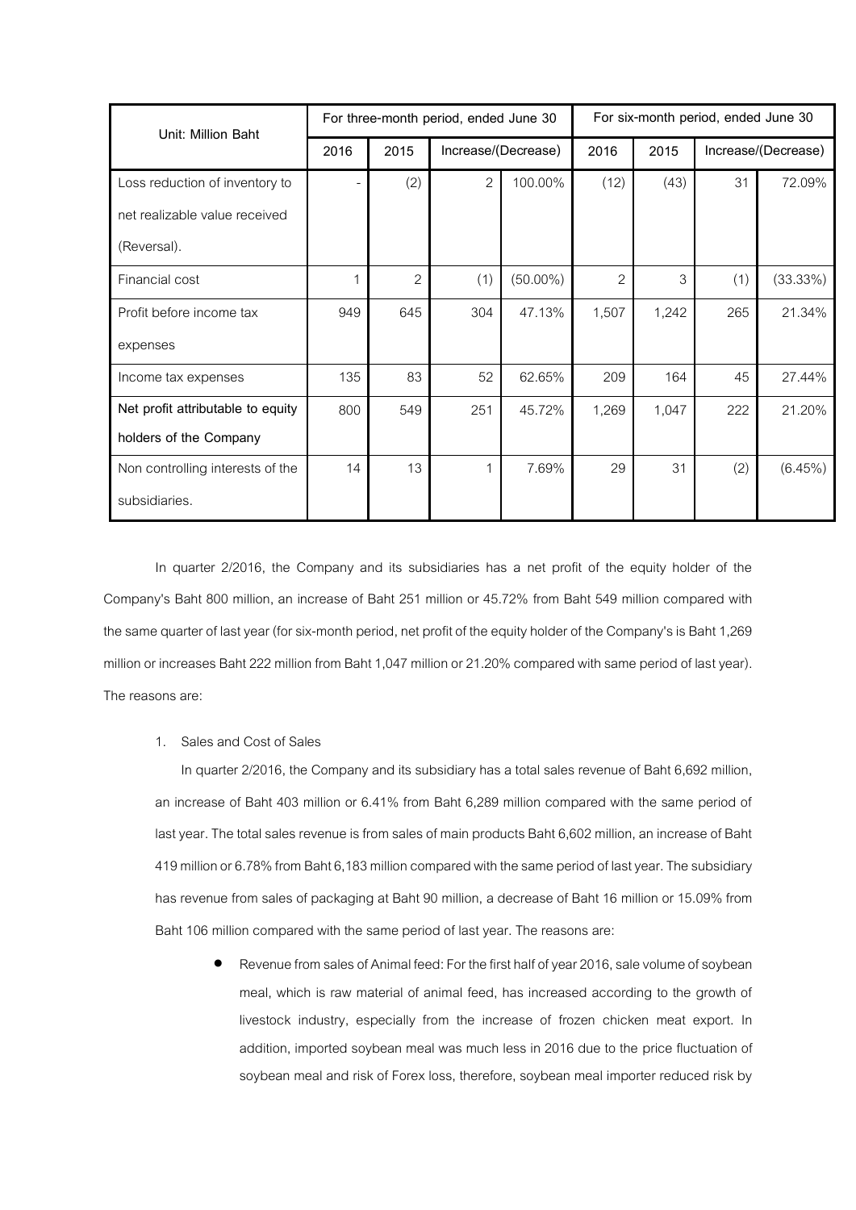| Unit: Million Baht | For three-month period, ended June 30 | | | | For six-month period, ended June 30 | | | |
|---|---|---|---|---|---|---|---|---|
| | 2016 | 2015 | Increase/(Decrease) | | 2016 | 2015 | Increase/(Decrease) | |
| Loss reduction of inventory to net realizable value received (Reversal). | - | (2) | 2 | 100.00% | (12) | (43) | 31 | 72.09% |
| Financial cost | 1 | 2 | (1) | (50.00%) | 2 | 3 | (1) | (33.33%) |
| Profit before income tax expenses | 949 | 645 | 304 | 47.13% | 1,507 | 1,242 | 265 | 21.34% |
| Income tax expenses | 135 | 83 | 52 | 62.65% | 209 | 164 | 45 | 27.44% |
| **Net profit attributable to equity holders of the Company** | 800 | 549 | 251 | 45.72% | 1,269 | 1,047 | 222 | 21.20% |
| Non controlling interests of the subsidiaries. | 14 | 13 | 1 | 7.69% | 29 | 31 | (2) | (6.45%) |

In quarter 2/2016, the Company and its subsidiaries has a net profit of the equity holder of the Company's Baht 800 million, an increase of Baht 251 million or 45.72% from Baht 549 million compared with the same quarter of last year (for six-month period, net profit of the equity holder of the Company's is Baht 1,269 million or increases Baht 222 million from Baht 1,047 million or 21.20% compared with same period of last year). The reasons are:

1. Sales and Cost of Sales

   In quarter 2/2016, the Company and its subsidiary has a total sales revenue of Baht 6,692 million, an increase of Baht 403 million or 6.41% from Baht 6,289 million compared with the same period of last year. The total sales revenue is from sales of main products Baht 6,602 million, an increase of Baht 419 million or 6.78% from Baht 6,183 million compared with the same period of last year. The subsidiary has revenue from sales of packaging at Baht 90 million, a decrease of Baht 16 million or 15.09% from Baht 106 million compared with the same period of last year. The reasons are:

   - Revenue from sales of Animal feed: For the first half of year 2016, sale volume of soybean meal, which is raw material of animal feed, has increased according to the growth of livestock industry, especially from the increase of frozen chicken meat export. In addition, imported soybean meal was much less in 2016 due to the price fluctuation of soybean meal and risk of Forex loss, therefore, soybean meal importer reduced risk by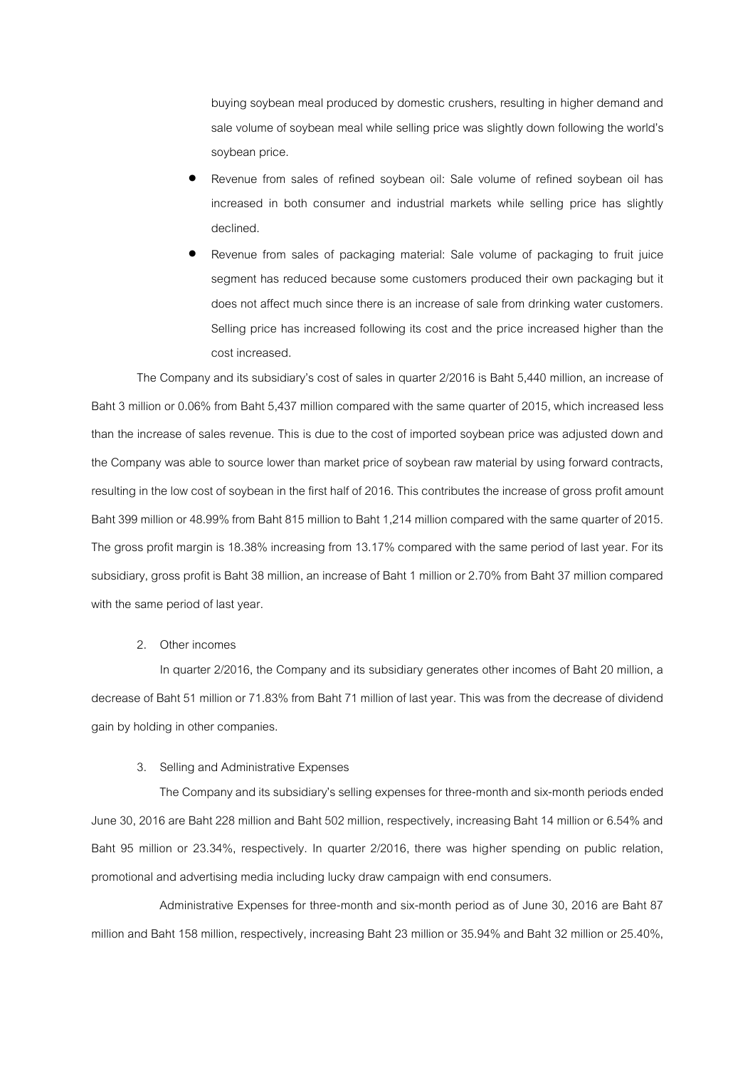buying soybean meal produced by domestic crushers, resulting in higher demand and sale volume of soybean meal while selling price was slightly down following the world's soybean price.

- Revenue from sales of refined soybean oil: Sale volume of refined soybean oil has increased in both consumer and industrial markets while selling price has slightly declined.
- Revenue from sales of packaging material: Sale volume of packaging to fruit juice segment has reduced because some customers produced their own packaging but it does not affect much since there is an increase of sale from drinking water customers. Selling price has increased following its cost and the price increased higher than the cost increased.

The Company and its subsidiary's cost of sales in quarter 2/2016 is Baht 5,440 million, an increase of Baht 3 million or 0.06% from Baht 5,437 million compared with the same quarter of 2015, which increased less than the increase of sales revenue. This is due to the cost of imported soybean price was adjusted down and the Company was able to source lower than market price of soybean raw material by using forward contracts, resulting in the low cost of soybean in the first half of 2016. This contributes the increase of gross profit amount Baht 399 million or 48.99% from Baht 815 million to Baht 1,214 million compared with the same quarter of 2015. The gross profit margin is 18.38% increasing from 13.17% compared with the same period of last year. For its subsidiary, gross profit is Baht 38 million, an increase of Baht 1 million or 2.70% from Baht 37 million compared with the same period of last year.

2. Other incomes

In quarter 2/2016, the Company and its subsidiary generates other incomes of Baht 20 million, a decrease of Baht 51 million or 71.83% from Baht 71 million of last year. This was from the decrease of dividend gain by holding in other companies.

3. Selling and Administrative Expenses

The Company and its subsidiary's selling expenses for three-month and six-month periods ended June 30, 2016 are Baht 228 million and Baht 502 million, respectively, increasing Baht 14 million or 6.54% and Baht 95 million or 23.34%, respectively. In quarter 2/2016, there was higher spending on public relation, promotional and advertising media including lucky draw campaign with end consumers.

Administrative Expenses for three-month and six-month period as of June 30, 2016 are Baht 87 million and Baht 158 million, respectively, increasing Baht 23 million or 35.94% and Baht 32 million or 25.40%,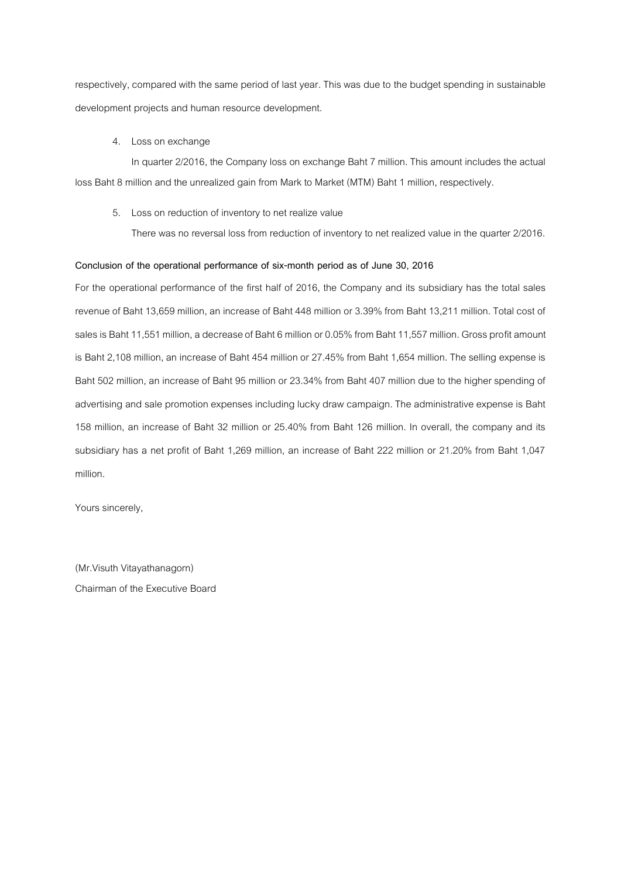respectively, compared with the same period of last year. This was due to the budget spending in sustainable development projects and human resource development.

4. Loss on exchange

   In quarter 2/2016, the Company loss on exchange Baht 7 million. This amount includes the actual loss Baht 8 million and the unrealized gain from Mark to Market (MTM) Baht 1 million, respectively.

5. Loss on reduction of inventory to net realize value

   There was no reversal loss from reduction of inventory to net realized value in the quarter 2/2016.

**Conclusion of the operational performance of six-month period as of June 30, 2016**

For the operational performance of the first half of 2016, the Company and its subsidiary has the total sales revenue of Baht 13,659 million, an increase of Baht 448 million or 3.39% from Baht 13,211 million. Total cost of sales is Baht 11,551 million, a decrease of Baht 6 million or 0.05% from Baht 11,557 million. Gross profit amount is Baht 2,108 million, an increase of Baht 454 million or 27.45% from Baht 1,654 million. The selling expense is Baht 502 million, an increase of Baht 95 million or 23.34% from Baht 407 million due to the higher spending of advertising and sale promotion expenses including lucky draw campaign. The administrative expense is Baht 158 million, an increase of Baht 32 million or 25.40% from Baht 126 million. In overall, the company and its subsidiary has a net profit of Baht 1,269 million, an increase of Baht 222 million or 21.20% from Baht 1,047 million.

Yours sincerely,

(Mr.Visuth Vitayathanagorn)
Chairman of the Executive Board